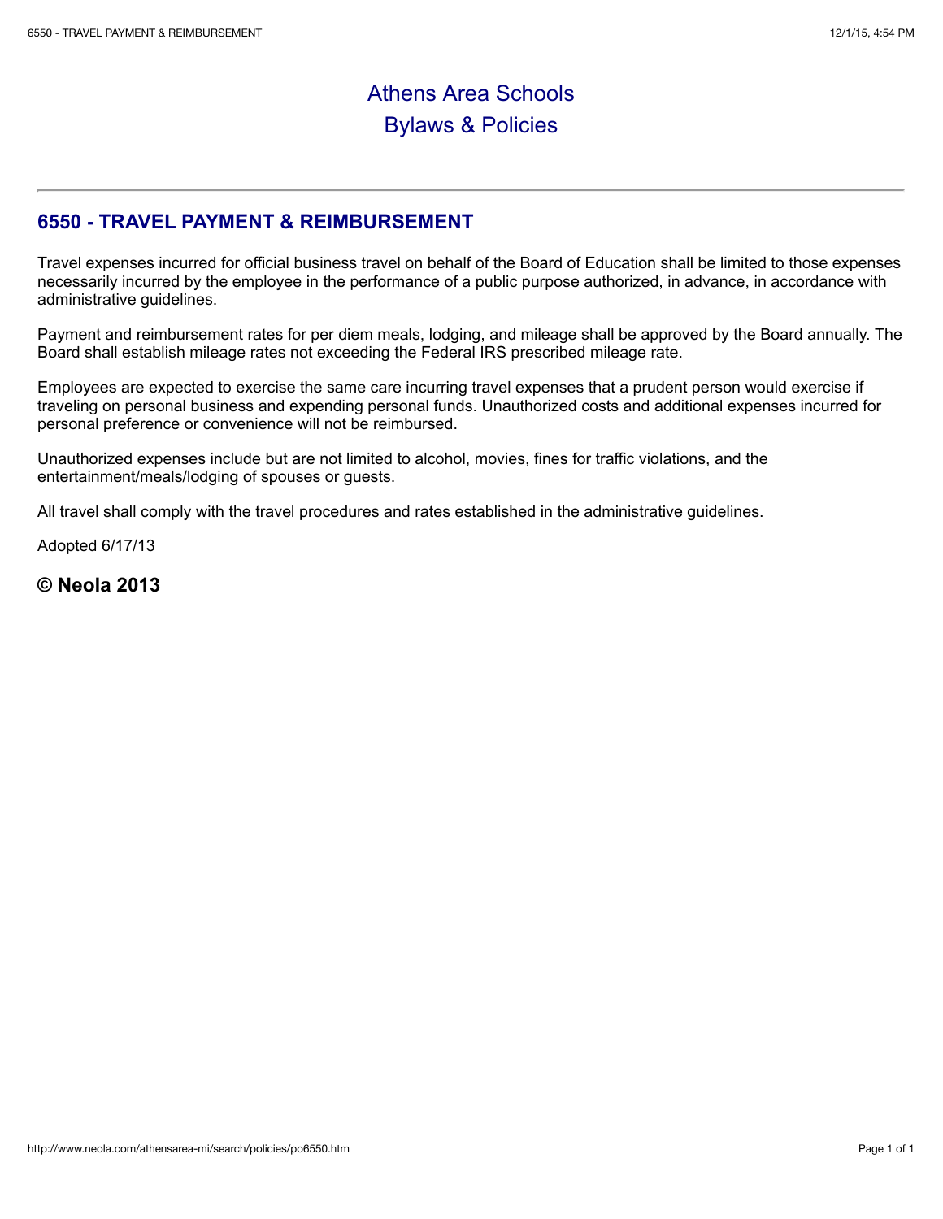# Athens Area Schools
# Bylaws & Policies

---

## 6550 - TRAVEL PAYMENT & REIMBURSEMENT

Travel expenses incurred for official business travel on behalf of the Board of Education shall be limited to those expenses necessarily incurred by the employee in the performance of a public purpose authorized, in advance, in accordance with administrative guidelines.

Payment and reimbursement rates for per diem meals, lodging, and mileage shall be approved by the Board annually. The Board shall establish mileage rates not exceeding the Federal IRS prescribed mileage rate.

Employees are expected to exercise the same care incurring travel expenses that a prudent person would exercise if traveling on personal business and expending personal funds. Unauthorized costs and additional expenses incurred for personal preference or convenience will not be reimbursed.

Unauthorized expenses include but are not limited to alcohol, movies, fines for traffic violations, and the entertainment/meals/lodging of spouses or guests.

All travel shall comply with the travel procedures and rates established in the administrative guidelines.

Adopted 6/17/13

**© Neola 2013**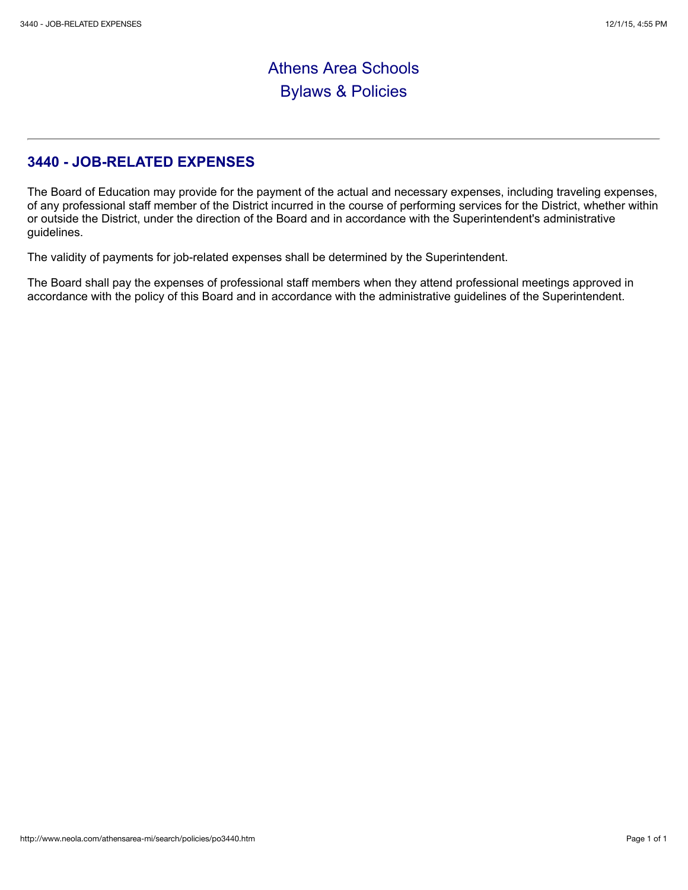# Athens Area Schools
# Bylaws & Policies

---

## 3440 - JOB-RELATED EXPENSES

The Board of Education may provide for the payment of the actual and necessary expenses, including traveling expenses, of any professional staff member of the District incurred in the course of performing services for the District, whether within or outside the District, under the direction of the Board and in accordance with the Superintendent's administrative guidelines.

The validity of payments for job-related expenses shall be determined by the Superintendent.

The Board shall pay the expenses of professional staff members when they attend professional meetings approved in accordance with the policy of this Board and in accordance with the administrative guidelines of the Superintendent.